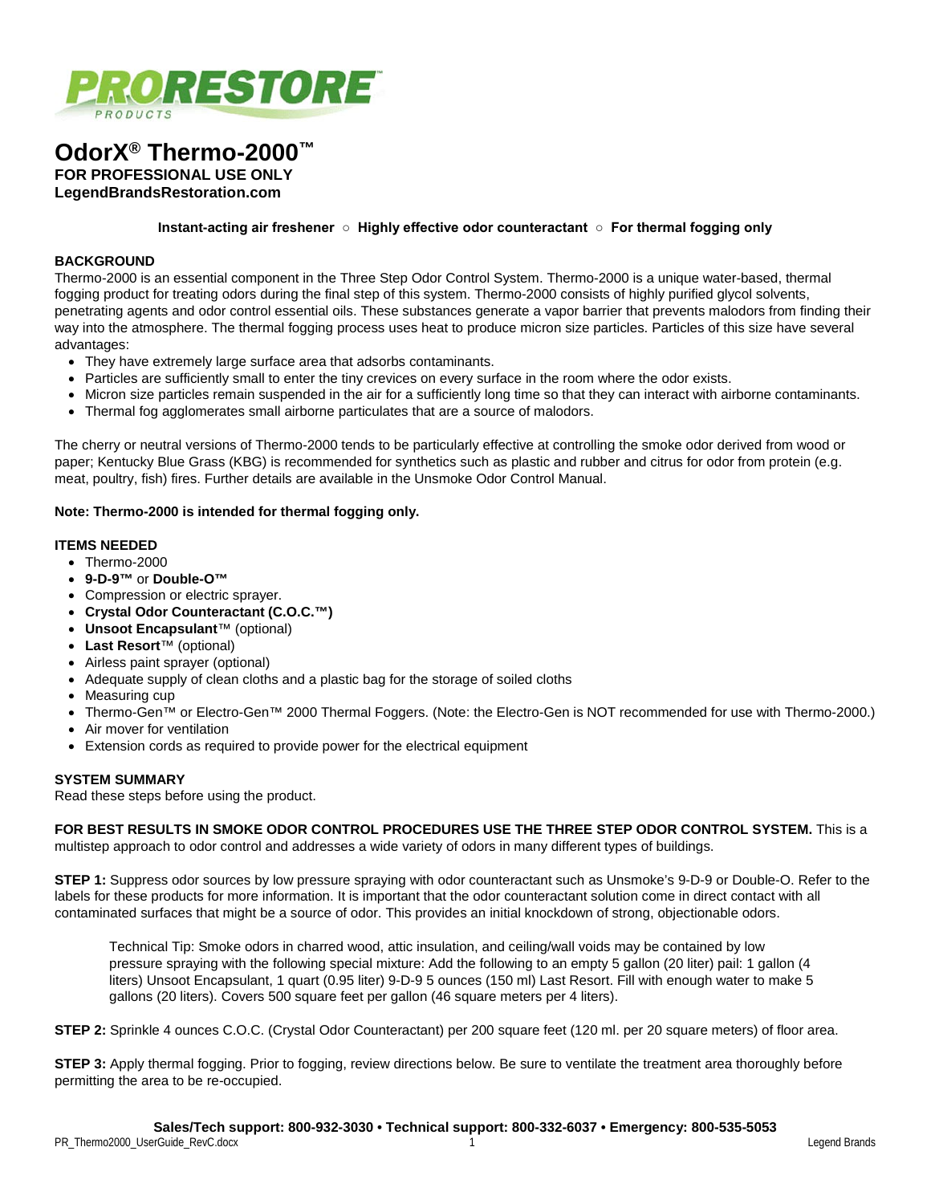PRORESTORE PRODUCTS

# OdorX® Thermo-2000™

**FOR PROFESSIONAL USE ONLY**
**LegendBrandsRestoration.com**

**Instant-acting air freshener ○ Highly effective odor counteractant ○ For thermal fogging only**

## BACKGROUND

Thermo-2000 is an essential component in the Three Step Odor Control System. Thermo-2000 is a unique water-based, thermal fogging product for treating odors during the final step of this system. Thermo-2000 consists of highly purified glycol solvents, penetrating agents and odor control essential oils. These substances generate a vapor barrier that prevents malodors from finding their way into the atmosphere. The thermal fogging process uses heat to produce micron size particles. Particles of this size have several advantages:

- They have extremely large surface area that adsorbs contaminants.
- Particles are sufficiently small to enter the tiny crevices on every surface in the room where the odor exists.
- Micron size particles remain suspended in the air for a sufficiently long time so that they can interact with airborne contaminants.
- Thermal fog agglomerates small airborne particulates that are a source of malodors.

The cherry or neutral versions of Thermo-2000 tends to be particularly effective at controlling the smoke odor derived from wood or paper; Kentucky Blue Grass (KBG) is recommended for synthetics such as plastic and rubber and citrus for odor from protein (e.g. meat, poultry, fish) fires. Further details are available in the Unsmoke Odor Control Manual.

**Note: Thermo-2000 is intended for thermal fogging only.**

## ITEMS NEEDED

- Thermo-2000
- **9-D-9™** or **Double-O™**
- Compression or electric sprayer.
- **Crystal Odor Counteractant (C.O.C.™)**
- **Unsoot Encapsulant**™ (optional)
- **Last Resort**™ (optional)
- Airless paint sprayer (optional)
- Adequate supply of clean cloths and a plastic bag for the storage of soiled cloths
- Measuring cup
- Thermo-Gen™ or Electro-Gen™ 2000 Thermal Foggers. (Note: the Electro-Gen is NOT recommended for use with Thermo-2000.)
- Air mover for ventilation
- Extension cords as required to provide power for the electrical equipment

## SYSTEM SUMMARY

Read these steps before using the product.

**FOR BEST RESULTS IN SMOKE ODOR CONTROL PROCEDURES USE THE THREE STEP ODOR CONTROL SYSTEM.** This is a multistep approach to odor control and addresses a wide variety of odors in many different types of buildings.

**STEP 1:** Suppress odor sources by low pressure spraying with odor counteractant such as Unsmoke's 9-D-9 or Double-O. Refer to the labels for these products for more information. It is important that the odor counteractant solution come in direct contact with all contaminated surfaces that might be a source of odor. This provides an initial knockdown of strong, objectionable odors.

> Technical Tip: Smoke odors in charred wood, attic insulation, and ceiling/wall voids may be contained by low pressure spraying with the following special mixture: Add the following to an empty 5 gallon (20 liter) pail: 1 gallon (4 liters) Unsoot Encapsulant, 1 quart (0.95 liter) 9-D-9 5 ounces (150 ml) Last Resort. Fill with enough water to make 5 gallons (20 liters). Covers 500 square feet per gallon (46 square meters per 4 liters).

**STEP 2:** Sprinkle 4 ounces C.O.C. (Crystal Odor Counteractant) per 200 square feet (120 ml. per 20 square meters) of floor area.

**STEP 3:** Apply thermal fogging. Prior to fogging, review directions below. Be sure to ventilate the treatment area thoroughly before permitting the area to be re-occupied.

**Sales/Tech support: 800-932-3030 • Technical support: 800-332-6037 • Emergency: 800-535-5053**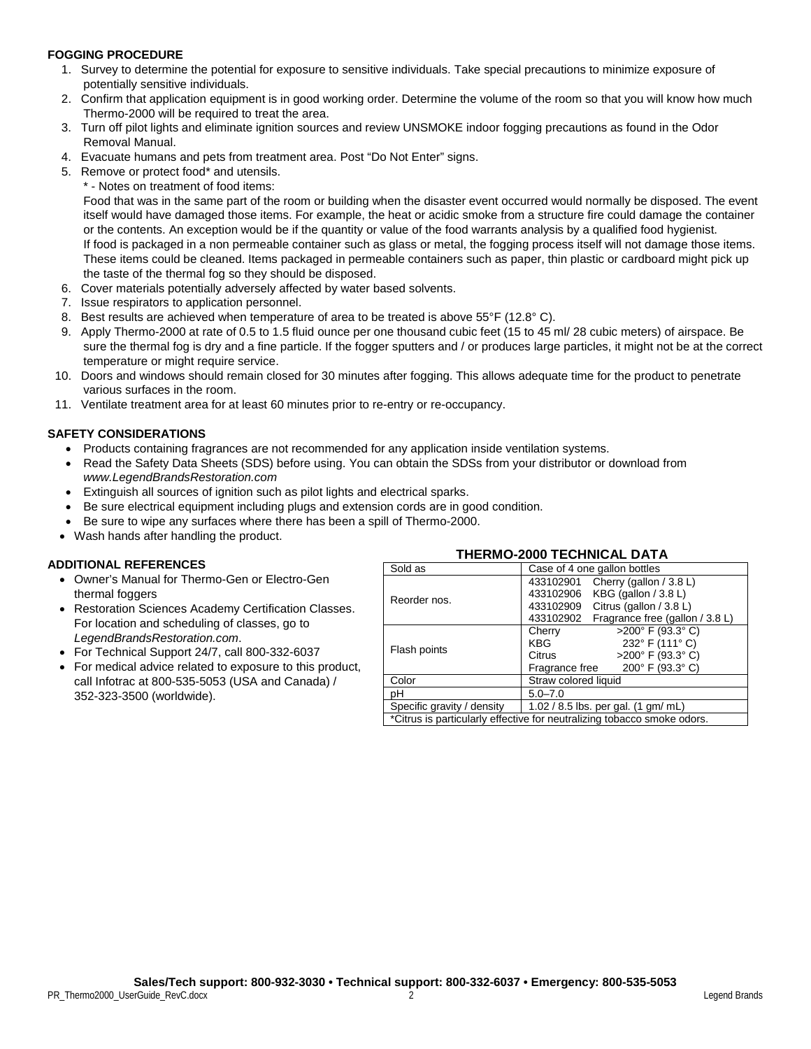**FOGGING PROCEDURE**

1. Survey to determine the potential for exposure to sensitive individuals. Take special precautions to minimize exposure of potentially sensitive individuals.
2. Confirm that application equipment is in good working order. Determine the volume of the room so that you will know how much Thermo-2000 will be required to treat the area.
3. Turn off pilot lights and eliminate ignition sources and review UNSMOKE indoor fogging precautions as found in the Odor Removal Manual.
4. Evacuate humans and pets from treatment area. Post "Do Not Enter" signs.
5. Remove or protect food* and utensils.
   * - Notes on treatment of food items:
   Food that was in the same part of the room or building when the disaster event occurred would normally be disposed. The event itself would have damaged those items. For example, the heat or acidic smoke from a structure fire could damage the container or the contents. An exception would be if the quantity or value of the food warrants analysis by a qualified food hygienist.
   If food is packaged in a non permeable container such as glass or metal, the fogging process itself will not damage those items. These items could be cleaned. Items packaged in permeable containers such as paper, thin plastic or cardboard might pick up the taste of the thermal fog so they should be disposed.
6. Cover materials potentially adversely affected by water based solvents.
7. Issue respirators to application personnel.
8. Best results are achieved when temperature of area to be treated is above 55°F (12.8° C).
9. Apply Thermo-2000 at rate of 0.5 to 1.5 fluid ounce per one thousand cubic feet (15 to 45 ml/ 28 cubic meters) of airspace. Be sure the thermal fog is dry and a fine particle. If the fogger sputters and / or produces large particles, it might not be at the correct temperature or might require service.
10. Doors and windows should remain closed for 30 minutes after fogging. This allows adequate time for the product to penetrate various surfaces in the room.
11. Ventilate treatment area for at least 60 minutes prior to re-entry or re-occupancy.

**SAFETY CONSIDERATIONS**

- Products containing fragrances are not recommended for any application inside ventilation systems.
- Read the Safety Data Sheets (SDS) before using. You can obtain the SDSs from your distributor or download from *www.LegendBrandsRestoration.com*
- Extinguish all sources of ignition such as pilot lights and electrical sparks.
- Be sure electrical equipment including plugs and extension cords are in good condition.
- Be sure to wipe any surfaces where there has been a spill of Thermo-2000.
- Wash hands after handling the product.

**ADDITIONAL REFERENCES**

- Owner's Manual for Thermo-Gen or Electro-Gen thermal foggers
- Restoration Sciences Academy Certification Classes. For location and scheduling of classes, go to *LegendBrandsRestoration.com*.
- For Technical Support 24/7, call 800-332-6037
- For medical advice related to exposure to this product, call Infotrac at 800-535-5053 (USA and Canada) / 352-323-3500 (worldwide).

**THERMO-2000 TECHNICAL DATA**

| | |
|---|---|
| Sold as | Case of 4 one gallon bottles |
| Reorder nos. | 433102901 Cherry (gallon / 3.8 L)<br>433102906 KBG (gallon / 3.8 L)<br>433102909 Citrus (gallon / 3.8 L)<br>433102902 Fragrance free (gallon / 3.8 L) |
| Flash points | Cherry >200° F (93.3° C)<br>KBG 232° F (111° C)<br>Citrus >200° F (93.3° C)<br>Fragrance free 200° F (93.3° C) |
| Color | Straw colored liquid |
| pH | 5.0–7.0 |
| Specific gravity / density | 1.02 / 8.5 lbs. per gal. (1 gm/ mL) |
| *Citrus is particularly effective for neutralizing tobacco smoke odors. | |

**Sales/Tech support: 800-932-3030 • Technical support: 800-332-6037 • Emergency: 800-535-5053**